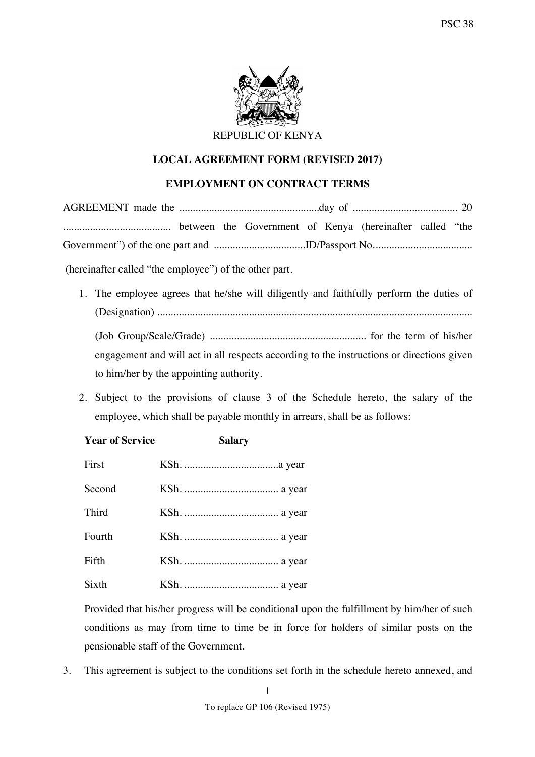PSC 38

REPUBLIC OF KENYA

**LOCAL AGREEMENT FORM (REVISED 2017)**

**EMPLOYMENT ON CONTRACT TERMS**

AGREEMENT made the ....................................................day of ....................................... 20 ........................................ between the Government of Kenya (hereinafter called "the Government") of the one part and .................................ID/Passport No.....................................

(hereinafter called "the employee") of the other part.

1. The employee agrees that he/she will diligently and faithfully perform the duties of (Designation) ....................................................................................................................

   (Job Group/Scale/Grade) .......................................................... for the term of his/her engagement and will act in all respects according to the instructions or directions given to him/her by the appointing authority.

2. Subject to the provisions of clause 3 of the Schedule hereto, the salary of the employee, which shall be payable monthly in arrears, shall be as follows:

| **Year of Service** | **Salary** |
|---|---|
| First | KSh. ..................................a year |
| Second | KSh. .................................. a year |
| Third | KSh. .................................. a year |
| Fourth | KSh. .................................. a year |
| Fifth | KSh. .................................. a year |
| Sixth | KSh. .................................. a year |

   Provided that his/her progress will be conditional upon the fulfillment by him/her of such conditions as may from time to time be in force for holders of similar posts on the pensionable staff of the Government.

3. This agreement is subject to the conditions set forth in the schedule hereto annexed, and

To replace GP 106 (Revised 1975)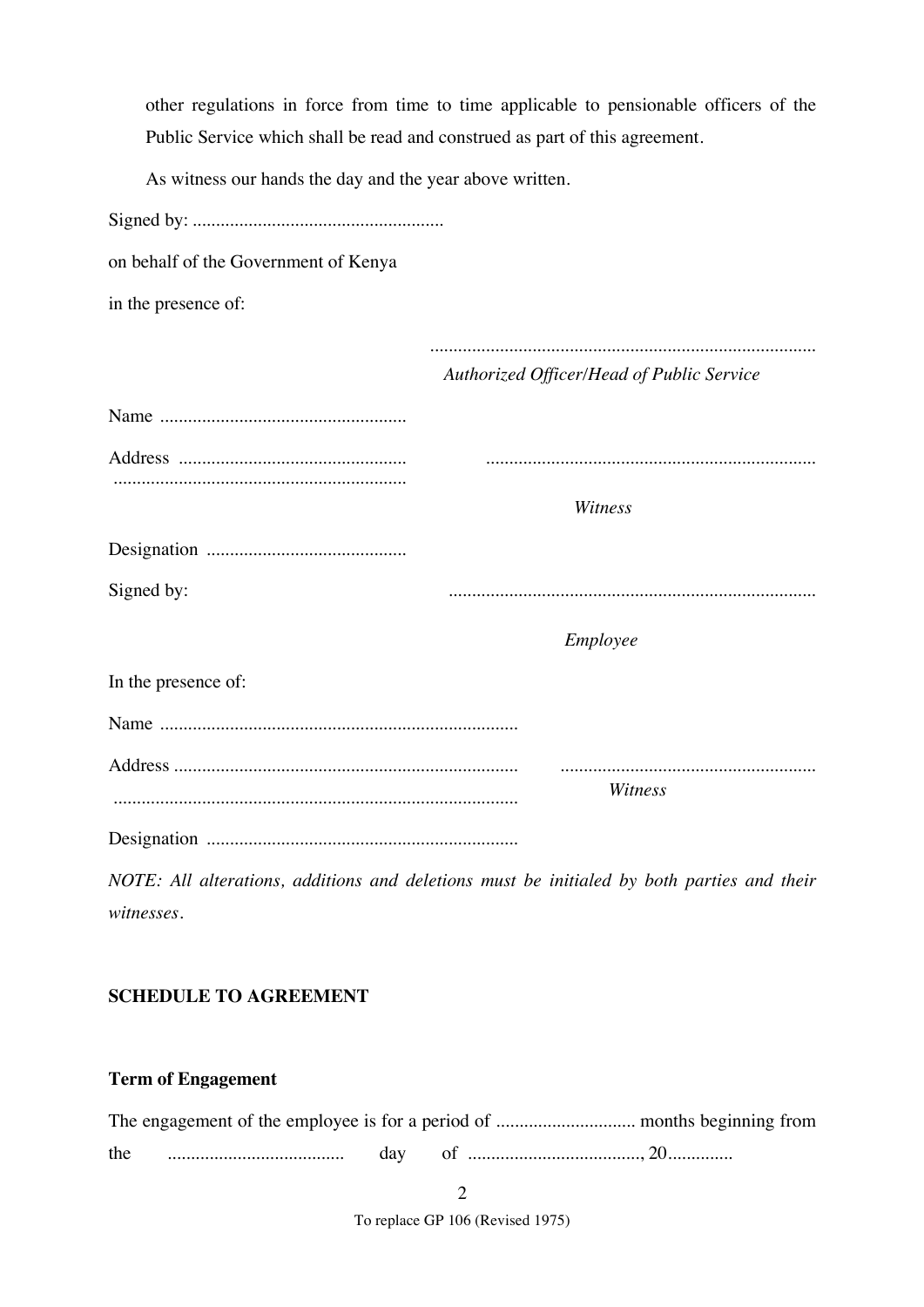other regulations in force from time to time applicable to pensionable officers of the Public Service which shall be read and construed as part of this agreement.

As witness our hands the day and the year above written.

Signed by: ......................................................

on behalf of the Government of Kenya

in the presence of:

...................................................................................

*Authorized Officer/Head of Public Service*

Name .....................................................

Address .................................................. .......................................................................

...............................................................

*Witness*

Designation ...........................................

Signed by: ...............................................................................

*Employee*

In the presence of:

Name ............................................................................

Address ......................................................................... ......................................................

.......................................................................................

*Witness*

Designation ..................................................................

*NOTE: All alterations, additions and deletions must be initialed by both parties and their witnesses.*

## SCHEDULE TO AGREEMENT

### Term of Engagement

The engagement of the employee is for a period of .............................. months beginning from the ...................................... day of ....................................., 20..............

To replace GP 106 (Revised 1975)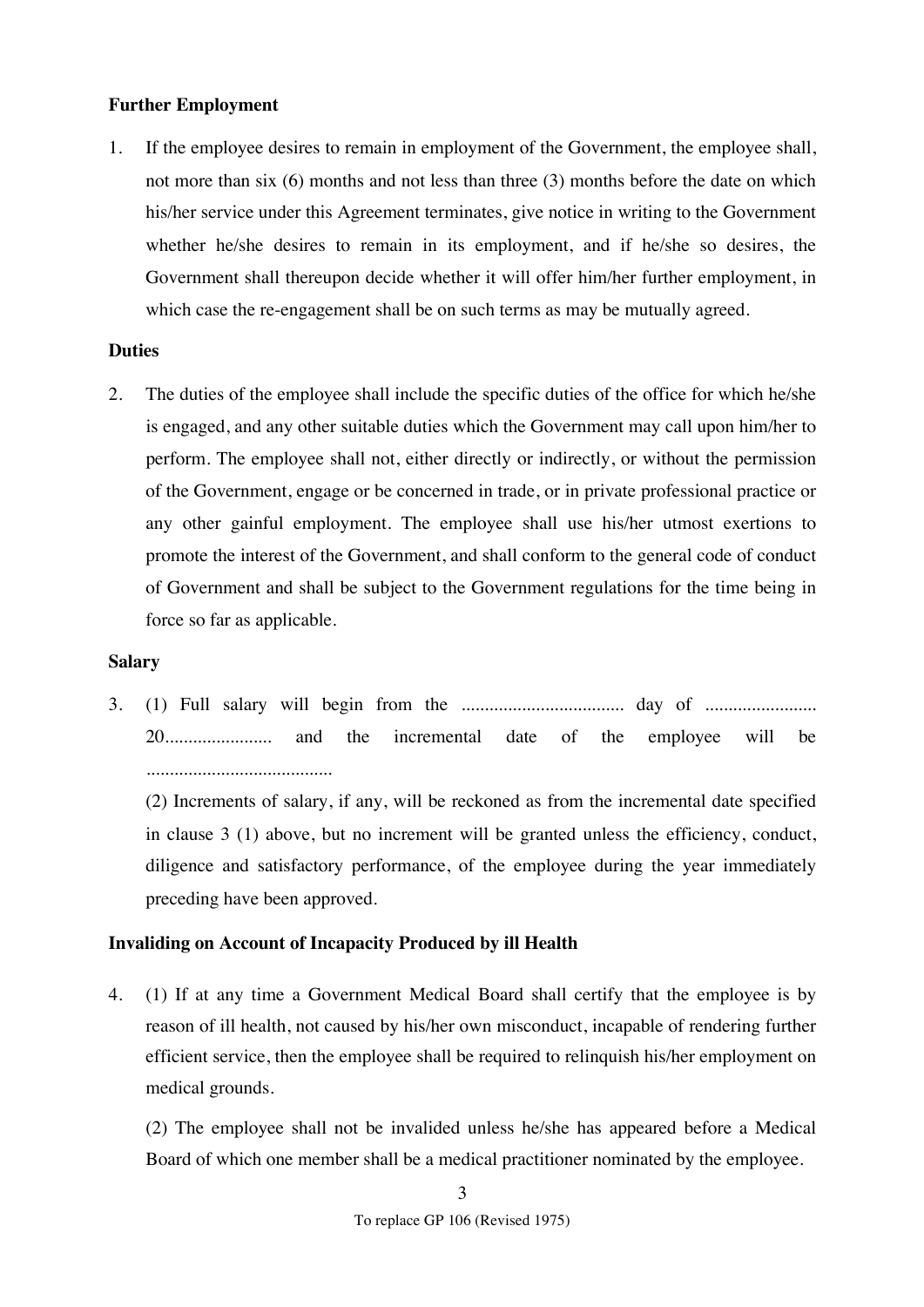**Further Employment**

1. If the employee desires to remain in employment of the Government, the employee shall, not more than six (6) months and not less than three (3) months before the date on which his/her service under this Agreement terminates, give notice in writing to the Government whether he/she desires to remain in its employment, and if he/she so desires, the Government shall thereupon decide whether it will offer him/her further employment, in which case the re-engagement shall be on such terms as may be mutually agreed.

**Duties**

2. The duties of the employee shall include the specific duties of the office for which he/she is engaged, and any other suitable duties which the Government may call upon him/her to perform. The employee shall not, either directly or indirectly, or without the permission of the Government, engage or be concerned in trade, or in private professional practice or any other gainful employment. The employee shall use his/her utmost exertions to promote the interest of the Government, and shall conform to the general code of conduct of Government and shall be subject to the Government regulations for the time being in force so far as applicable.

**Salary**

3. (1) Full salary will begin from the .................................. day of ........................ 20...................... and the incremental date of the employee will be ........................................

   (2) Increments of salary, if any, will be reckoned as from the incremental date specified in clause 3 (1) above, but no increment will be granted unless the efficiency, conduct, diligence and satisfactory performance, of the employee during the year immediately preceding have been approved.

**Invaliding on Account of Incapacity Produced by ill Health**

4. (1) If at any time a Government Medical Board shall certify that the employee is by reason of ill health, not caused by his/her own misconduct, incapable of rendering further efficient service, then the employee shall be required to relinquish his/her employment on medical grounds.

   (2) The employee shall not be invalided unless he/she has appeared before a Medical Board of which one member shall be a medical practitioner nominated by the employee.

To replace GP 106 (Revised 1975)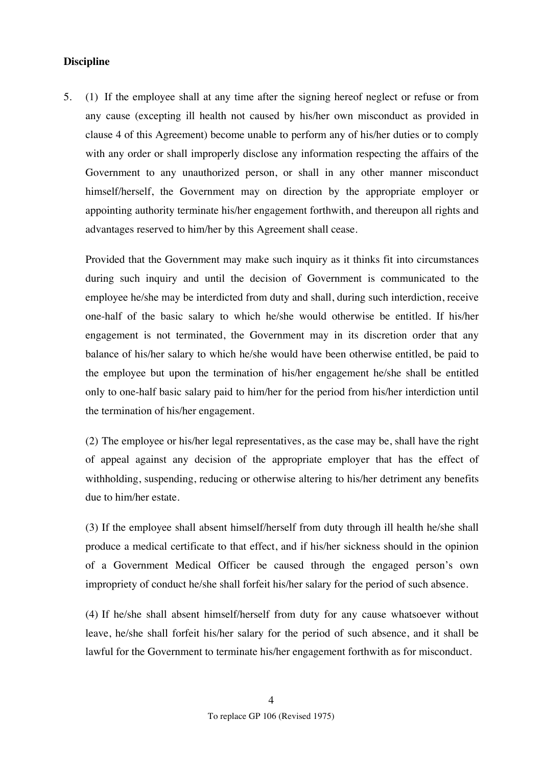**Discipline**

5. (1) If the employee shall at any time after the signing hereof neglect or refuse or from any cause (excepting ill health not caused by his/her own misconduct as provided in clause 4 of this Agreement) become unable to perform any of his/her duties or to comply with any order or shall improperly disclose any information respecting the affairs of the Government to any unauthorized person, or shall in any other manner misconduct himself/herself, the Government may on direction by the appropriate employer or appointing authority terminate his/her engagement forthwith, and thereupon all rights and advantages reserved to him/her by this Agreement shall cease.

   Provided that the Government may make such inquiry as it thinks fit into circumstances during such inquiry and until the decision of Government is communicated to the employee he/she may be interdicted from duty and shall, during such interdiction, receive one-half of the basic salary to which he/she would otherwise be entitled. If his/her engagement is not terminated, the Government may in its discretion order that any balance of his/her salary to which he/she would have been otherwise entitled, be paid to the employee but upon the termination of his/her engagement he/she shall be entitled only to one-half basic salary paid to him/her for the period from his/her interdiction until the termination of his/her engagement.

   (2) The employee or his/her legal representatives, as the case may be, shall have the right of appeal against any decision of the appropriate employer that has the effect of withholding, suspending, reducing or otherwise altering to his/her detriment any benefits due to him/her estate.

   (3) If the employee shall absent himself/herself from duty through ill health he/she shall produce a medical certificate to that effect, and if his/her sickness should in the opinion of a Government Medical Officer be caused through the engaged person's own impropriety of conduct he/she shall forfeit his/her salary for the period of such absence.

   (4) If he/she shall absent himself/herself from duty for any cause whatsoever without leave, he/she shall forfeit his/her salary for the period of such absence, and it shall be lawful for the Government to terminate his/her engagement forthwith as for misconduct.

To replace GP 106 (Revised 1975)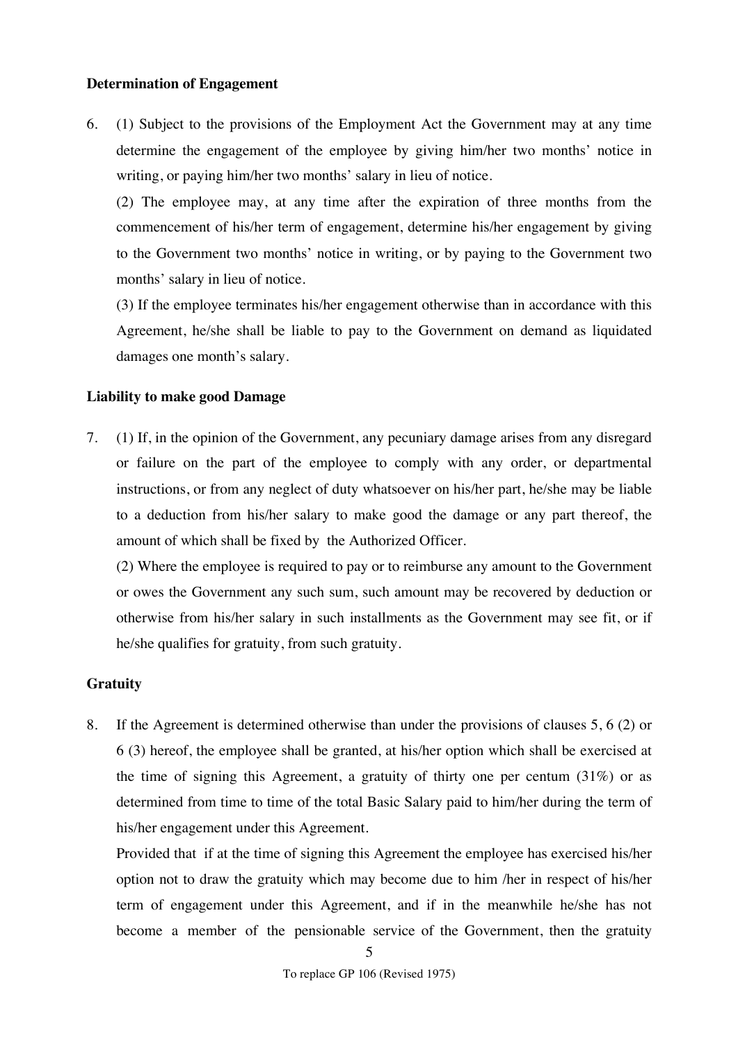**Determination of Engagement**

6. (1) Subject to the provisions of the Employment Act the Government may at any time determine the engagement of the employee by giving him/her two months' notice in writing, or paying him/her two months' salary in lieu of notice.

   (2) The employee may, at any time after the expiration of three months from the commencement of his/her term of engagement, determine his/her engagement by giving to the Government two months' notice in writing, or by paying to the Government two months' salary in lieu of notice.

   (3) If the employee terminates his/her engagement otherwise than in accordance with this Agreement, he/she shall be liable to pay to the Government on demand as liquidated damages one month's salary.

**Liability to make good Damage**

7. (1) If, in the opinion of the Government, any pecuniary damage arises from any disregard or failure on the part of the employee to comply with any order, or departmental instructions, or from any neglect of duty whatsoever on his/her part, he/she may be liable to a deduction from his/her salary to make good the damage or any part thereof, the amount of which shall be fixed by the Authorized Officer.

   (2) Where the employee is required to pay or to reimburse any amount to the Government or owes the Government any such sum, such amount may be recovered by deduction or otherwise from his/her salary in such installments as the Government may see fit, or if he/she qualifies for gratuity, from such gratuity.

**Gratuity**

8. If the Agreement is determined otherwise than under the provisions of clauses 5, 6 (2) or 6 (3) hereof, the employee shall be granted, at his/her option which shall be exercised at the time of signing this Agreement, a gratuity of thirty one per centum (31%) or as determined from time to time of the total Basic Salary paid to him/her during the term of his/her engagement under this Agreement.

   Provided that if at the time of signing this Agreement the employee has exercised his/her option not to draw the gratuity which may become due to him /her in respect of his/her term of engagement under this Agreement, and if in the meanwhile he/she has not become a member of the pensionable service of the Government, then the gratuity

To replace GP 106 (Revised 1975)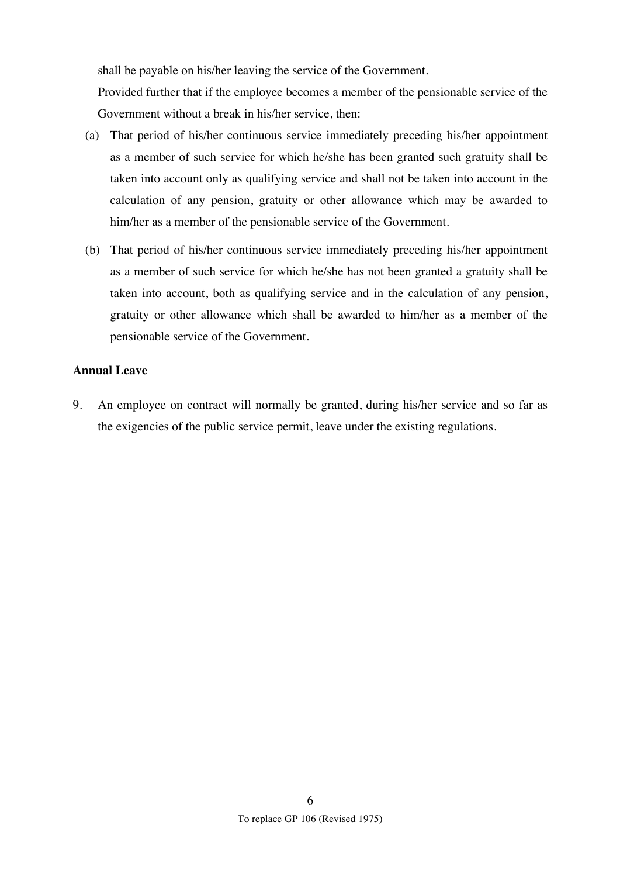shall be payable on his/her leaving the service of the Government.

Provided further that if the employee becomes a member of the pensionable service of the Government without a break in his/her service, then:

(a) That period of his/her continuous service immediately preceding his/her appointment as a member of such service for which he/she has been granted such gratuity shall be taken into account only as qualifying service and shall not be taken into account in the calculation of any pension, gratuity or other allowance which may be awarded to him/her as a member of the pensionable service of the Government.

(b) That period of his/her continuous service immediately preceding his/her appointment as a member of such service for which he/she has not been granted a gratuity shall be taken into account, both as qualifying service and in the calculation of any pension, gratuity or other allowance which shall be awarded to him/her as a member of the pensionable service of the Government.

**Annual Leave**

9. An employee on contract will normally be granted, during his/her service and so far as the exigencies of the public service permit, leave under the existing regulations.

To replace GP 106 (Revised 1975)